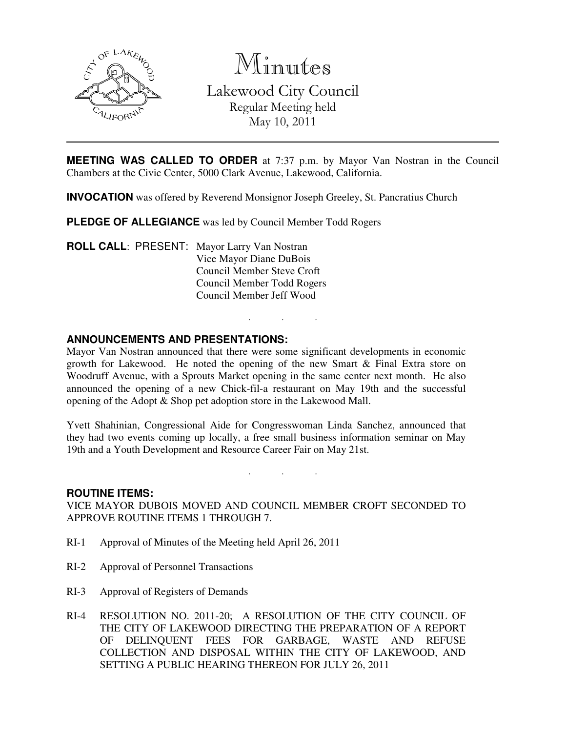# Minutes

Lakewood City Council
Regular Meeting held
May 10, 2011

---

**MEETING WAS CALLED TO ORDER** at 7:37 p.m. by Mayor Van Nostran in the Council Chambers at the Civic Center, 5000 Clark Avenue, Lakewood, California.

**INVOCATION** was offered by Reverend Monsignor Joseph Greeley, St. Pancratius Church

**PLEDGE OF ALLEGIANCE** was led by Council Member Todd Rogers

**ROLL CALL**: PRESENT: Mayor Larry Van Nostran
Vice Mayor Diane DuBois
Council Member Steve Croft
Council Member Todd Rogers
Council Member Jeff Wood

. . .

**ANNOUNCEMENTS AND PRESENTATIONS:**

Mayor Van Nostran announced that there were some significant developments in economic growth for Lakewood. He noted the opening of the new Smart & Final Extra store on Woodruff Avenue, with a Sprouts Market opening in the same center next month. He also announced the opening of a new Chick-fil-a restaurant on May 19th and the successful opening of the Adopt & Shop pet adoption store in the Lakewood Mall.

Yvett Shahinian, Congressional Aide for Congresswoman Linda Sanchez, announced that they had two events coming up locally, a free small business information seminar on May 19th and a Youth Development and Resource Career Fair on May 21st.

. . .

**ROUTINE ITEMS:**

VICE MAYOR DUBOIS MOVED AND COUNCIL MEMBER CROFT SECONDED TO APPROVE ROUTINE ITEMS 1 THROUGH 7.

RI-1 Approval of Minutes of the Meeting held April 26, 2011

RI-2 Approval of Personnel Transactions

RI-3 Approval of Registers of Demands

RI-4 RESOLUTION NO. 2011-20; A RESOLUTION OF THE CITY COUNCIL OF THE CITY OF LAKEWOOD DIRECTING THE PREPARATION OF A REPORT OF DELINQUENT FEES FOR GARBAGE, WASTE AND REFUSE COLLECTION AND DISPOSAL WITHIN THE CITY OF LAKEWOOD, AND SETTING A PUBLIC HEARING THEREON FOR JULY 26, 2011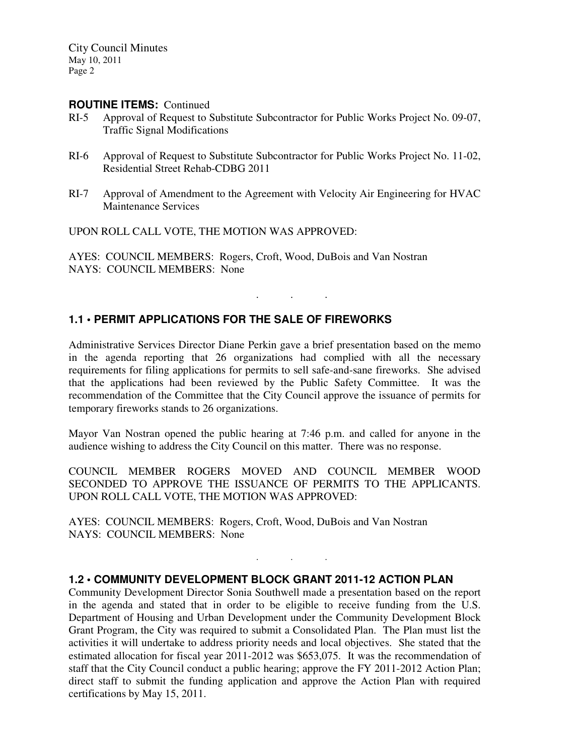**ROUTINE ITEMS:** Continued

RI-5 Approval of Request to Substitute Subcontractor for Public Works Project No. 09-07, Traffic Signal Modifications

RI-6 Approval of Request to Substitute Subcontractor for Public Works Project No. 11-02, Residential Street Rehab-CDBG 2011

RI-7 Approval of Amendment to the Agreement with Velocity Air Engineering for HVAC Maintenance Services

UPON ROLL CALL VOTE, THE MOTION WAS APPROVED:

AYES: COUNCIL MEMBERS: Rogers, Croft, Wood, DuBois and Van Nostran
NAYS: COUNCIL MEMBERS: None

. . .

## 1.1 • PERMIT APPLICATIONS FOR THE SALE OF FIREWORKS

Administrative Services Director Diane Perkin gave a brief presentation based on the memo in the agenda reporting that 26 organizations had complied with all the necessary requirements for filing applications for permits to sell safe-and-sane fireworks. She advised that the applications had been reviewed by the Public Safety Committee. It was the recommendation of the Committee that the City Council approve the issuance of permits for temporary fireworks stands to 26 organizations.

Mayor Van Nostran opened the public hearing at 7:46 p.m. and called for anyone in the audience wishing to address the City Council on this matter. There was no response.

COUNCIL MEMBER ROGERS MOVED AND COUNCIL MEMBER WOOD SECONDED TO APPROVE THE ISSUANCE OF PERMITS TO THE APPLICANTS. UPON ROLL CALL VOTE, THE MOTION WAS APPROVED:

AYES: COUNCIL MEMBERS: Rogers, Croft, Wood, DuBois and Van Nostran
NAYS: COUNCIL MEMBERS: None

. . .

## 1.2 • COMMUNITY DEVELOPMENT BLOCK GRANT 2011-12 ACTION PLAN

Community Development Director Sonia Southwell made a presentation based on the report in the agenda and stated that in order to be eligible to receive funding from the U.S. Department of Housing and Urban Development under the Community Development Block Grant Program, the City was required to submit a Consolidated Plan. The Plan must list the activities it will undertake to address priority needs and local objectives. She stated that the estimated allocation for fiscal year 2011-2012 was $653,075. It was the recommendation of staff that the City Council conduct a public hearing; approve the FY 2011-2012 Action Plan; direct staff to submit the funding application and approve the Action Plan with required certifications by May 15, 2011.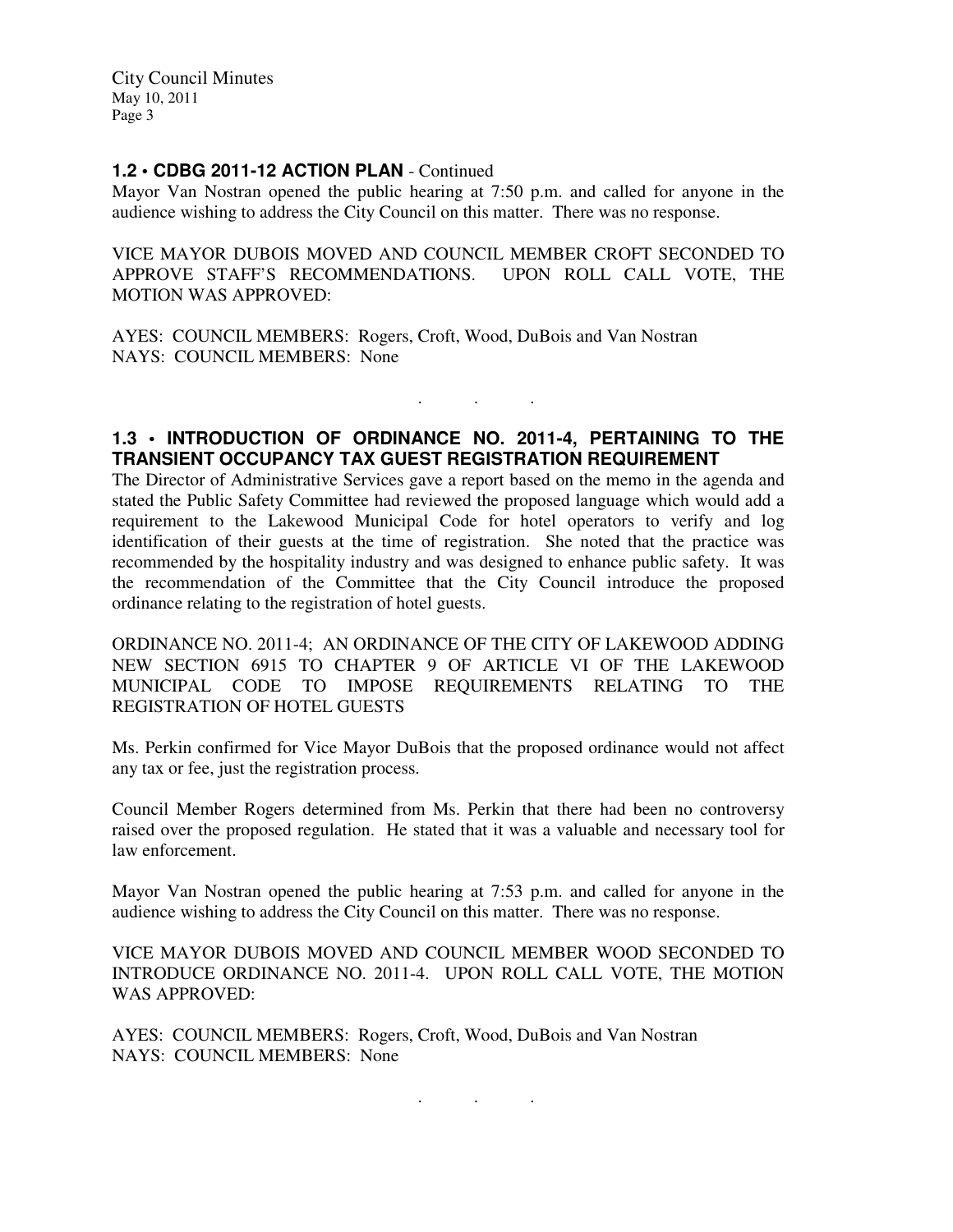## 1.2 • CDBG 2011-12 ACTION PLAN - Continued

Mayor Van Nostran opened the public hearing at 7:50 p.m. and called for anyone in the audience wishing to address the City Council on this matter. There was no response.

VICE MAYOR DUBOIS MOVED AND COUNCIL MEMBER CROFT SECONDED TO APPROVE STAFF'S RECOMMENDATIONS. UPON ROLL CALL VOTE, THE MOTION WAS APPROVED:

AYES: COUNCIL MEMBERS: Rogers, Croft, Wood, DuBois and Van Nostran
NAYS: COUNCIL MEMBERS: None

. . .

## 1.3 • INTRODUCTION OF ORDINANCE NO. 2011-4, PERTAINING TO THE TRANSIENT OCCUPANCY TAX GUEST REGISTRATION REQUIREMENT

The Director of Administrative Services gave a report based on the memo in the agenda and stated the Public Safety Committee had reviewed the proposed language which would add a requirement to the Lakewood Municipal Code for hotel operators to verify and log identification of their guests at the time of registration. She noted that the practice was recommended by the hospitality industry and was designed to enhance public safety. It was the recommendation of the Committee that the City Council introduce the proposed ordinance relating to the registration of hotel guests.

ORDINANCE NO. 2011-4; AN ORDINANCE OF THE CITY OF LAKEWOOD ADDING NEW SECTION 6915 TO CHAPTER 9 OF ARTICLE VI OF THE LAKEWOOD MUNICIPAL CODE TO IMPOSE REQUIREMENTS RELATING TO THE REGISTRATION OF HOTEL GUESTS

Ms. Perkin confirmed for Vice Mayor DuBois that the proposed ordinance would not affect any tax or fee, just the registration process.

Council Member Rogers determined from Ms. Perkin that there had been no controversy raised over the proposed regulation. He stated that it was a valuable and necessary tool for law enforcement.

Mayor Van Nostran opened the public hearing at 7:53 p.m. and called for anyone in the audience wishing to address the City Council on this matter. There was no response.

VICE MAYOR DUBOIS MOVED AND COUNCIL MEMBER WOOD SECONDED TO INTRODUCE ORDINANCE NO. 2011-4. UPON ROLL CALL VOTE, THE MOTION WAS APPROVED:

AYES: COUNCIL MEMBERS: Rogers, Croft, Wood, DuBois and Van Nostran
NAYS: COUNCIL MEMBERS: None

. . .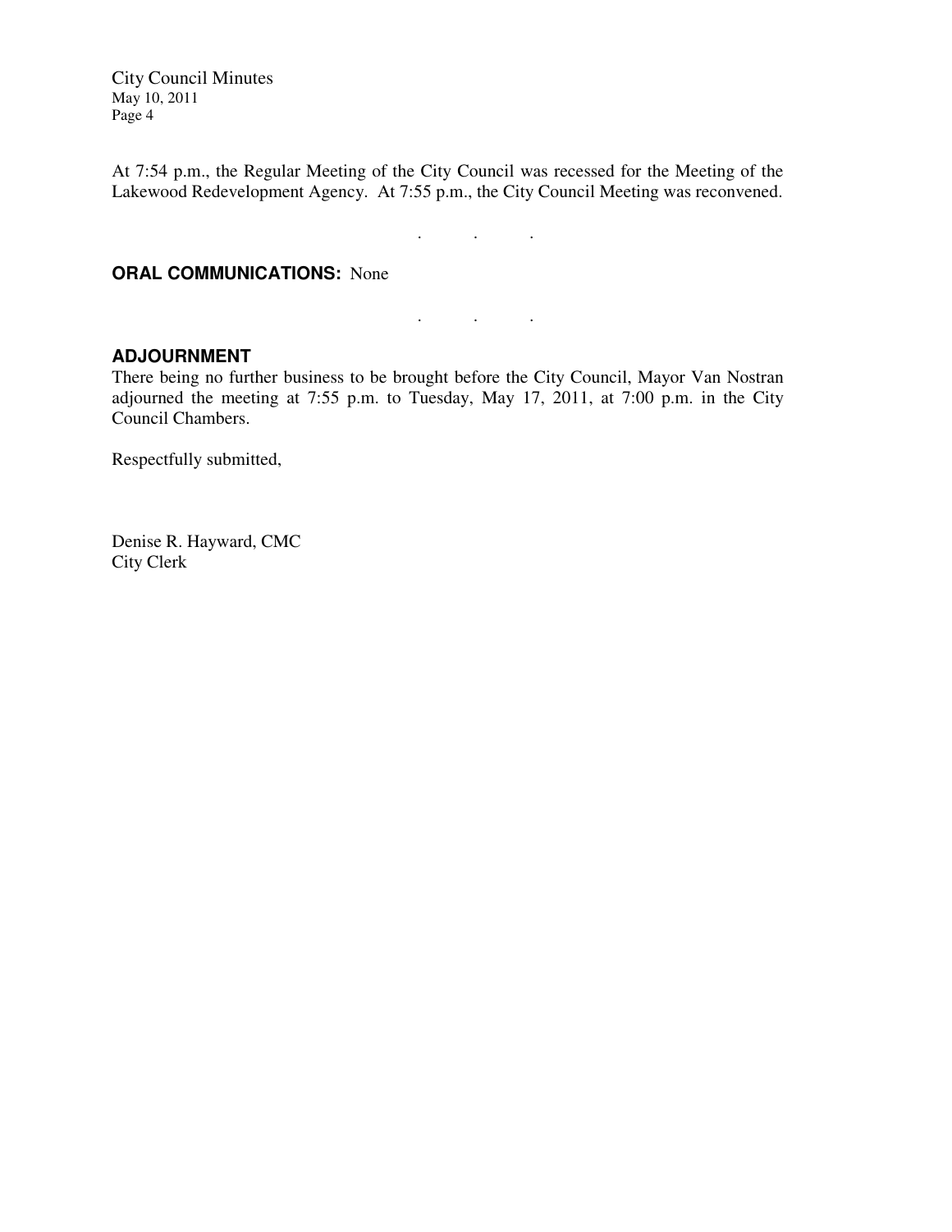At 7:54 p.m., the Regular Meeting of the City Council was recessed for the Meeting of the Lakewood Redevelopment Agency. At 7:55 p.m., the City Council Meeting was reconvened.

. . .

**ORAL COMMUNICATIONS:** None

. . .

**ADJOURNMENT**

There being no further business to be brought before the City Council, Mayor Van Nostran adjourned the meeting at 7:55 p.m. to Tuesday, May 17, 2011, at 7:00 p.m. in the City Council Chambers.

Respectfully submitted,

Denise R. Hayward, CMC
City Clerk